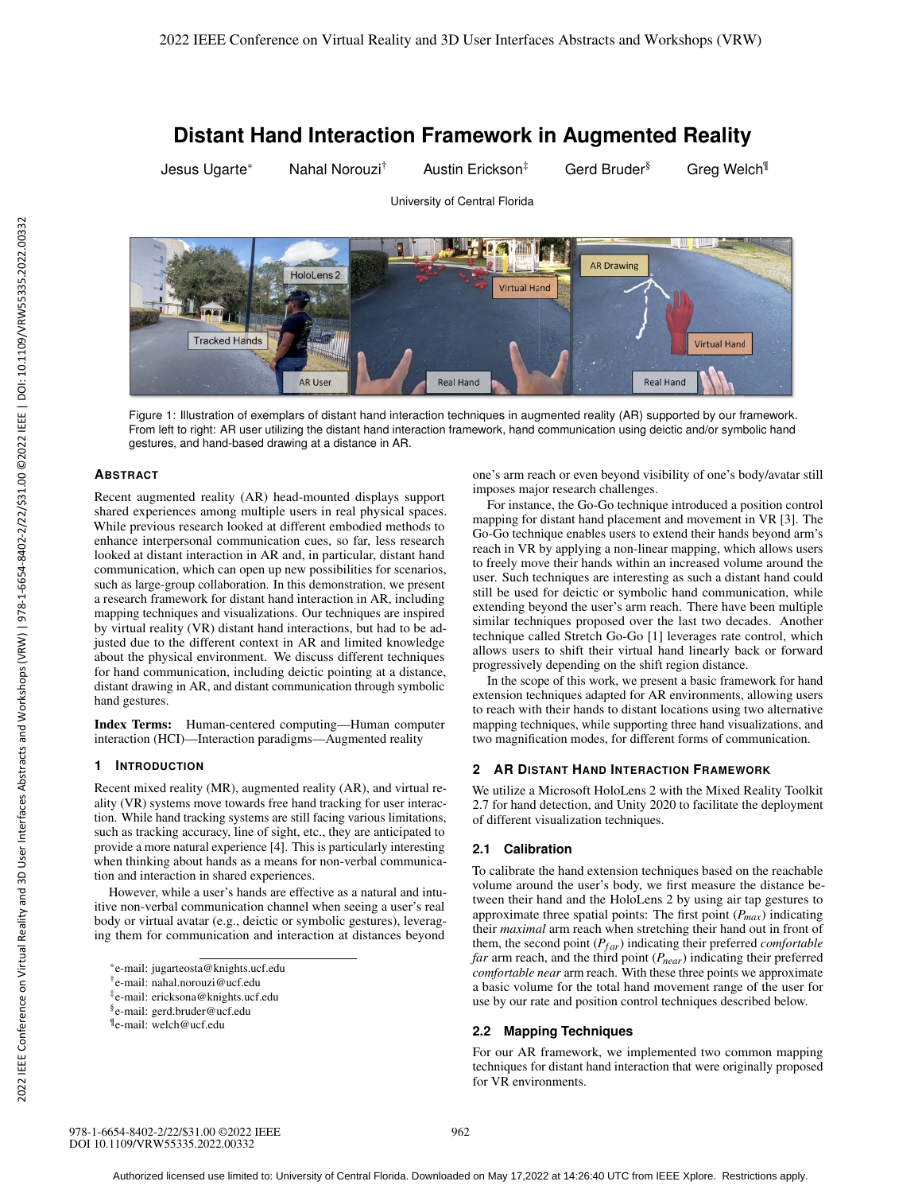# Distant Hand Interaction Framework in Augmented Reality

Jesus Ugarte[*] Nahal Norouzi[†] Austin Erickson[‡] Gerd Bruder[§] Greg Welch[¶]

University of Central Florida

Figure 1: Illustration of exemplars of distant hand interaction techniques in augmented reality (AR) supported by our framework. From left to right: AR user utilizing the distant hand interaction framework, hand communication using deictic and/or symbolic hand gestures, and hand-based drawing at a distance in AR.

## Abstract

Recent augmented reality (AR) head-mounted displays support shared experiences among multiple users in real physical spaces. While previous research looked at different embodied methods to enhance interpersonal communication cues, so far, less research looked at distant interaction in AR and, in particular, distant hand communication, which can open up new possibilities for scenarios, such as large-group collaboration. In this demonstration, we present a research framework for distant hand interaction in AR, including mapping techniques and visualizations. Our techniques are inspired by virtual reality (VR) distant hand interactions, but had to be adjusted due to the different context in AR and limited knowledge about the physical environment. We discuss different techniques for hand communication, including deictic pointing at a distance, distant drawing in AR, and distant communication through symbolic hand gestures.

**Index Terms:** Human-centered computing—Human computer interaction (HCI)—Interaction paradigms—Augmented reality

## 1 Introduction

Recent mixed reality (MR), augmented reality (AR), and virtual reality (VR) systems move towards free hand tracking for user interaction. While hand tracking systems are still facing various limitations, such as tracking accuracy, line of sight, etc., they are anticipated to provide a more natural experience [4]. This is particularly interesting when thinking about hands as a means for non-verbal communication and interaction in shared experiences.

However, while a user's hands are effective as a natural and intuitive non-verbal communication channel when seeing a user's real body or virtual avatar (e.g., deictic or symbolic gestures), leveraging them for communication and interaction at distances beyond one's arm reach or even beyond visibility of one's body/avatar still imposes major research challenges.

For instance, the Go-Go technique introduced a position control mapping for distant hand placement and movement in VR [3]. The Go-Go technique enables users to extend their hands beyond arm's reach in VR by applying a non-linear mapping, which allows users to freely move their hands within an increased volume around the user. Such techniques are interesting as such a distant hand could still be used for deictic or symbolic hand communication, while extending beyond the user's arm reach. There have been multiple similar techniques proposed over the last two decades. Another technique called Stretch Go-Go [1] leverages rate control, which allows users to shift their virtual hand linearly back or forward progressively depending on the shift region distance.

In the scope of this work, we present a basic framework for hand extension techniques adapted for AR environments, allowing users to reach with their hands to distant locations using two alternative mapping techniques, while supporting three hand visualizations, and two magnification modes, for different forms of communication.

## 2 AR Distant Hand Interaction Framework

We utilize a Microsoft HoloLens 2 with the Mixed Reality Toolkit 2.7 for hand detection, and Unity 2020 to facilitate the deployment of different visualization techniques.

### 2.1 Calibration

To calibrate the hand extension techniques based on the reachable volume around the user's body, we first measure the distance between their hand and the HoloLens 2 by using air tap gestures to approximate three spatial points: The first point ($P_{max}$) indicating their *maximal* arm reach when stretching their hand out in front of them, the second point ($P_{far}$) indicating their preferred *comfortable far* arm reach, and the third point ($P_{near}$) indicating their preferred *comfortable near* arm reach. With these three points we approximate a basic volume for the total hand movement range of the user for use by our rate and position control techniques described below.

### 2.2 Mapping Techniques

For our AR framework, we implemented two common mapping techniques for distant hand interaction that were originally proposed for VR environments.

[*]e-mail: jugarteosta@knights.ucf.edu
[†]e-mail: nahal.norouzi@ucf.edu
[‡]e-mail: ericksona@knights.ucf.edu
[§]e-mail: gerd.bruder@ucf.edu
[¶]e-mail: welch@ucf.edu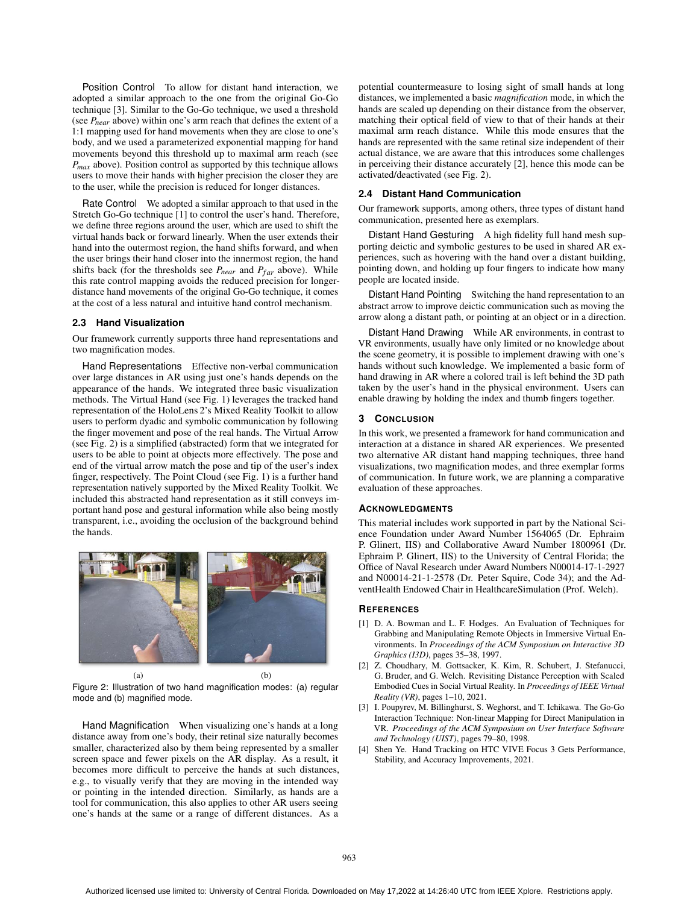**Position Control** To allow for distant hand interaction, we adopted a similar approach to the one from the original Go-Go technique [3]. Similar to the Go-Go technique, we used a threshold (see $P_{near}$ above) within one's arm reach that defines the extent of a 1:1 mapping used for hand movements when they are close to one's body, and we used a parameterized exponential mapping for hand movements beyond this threshold up to maximal arm reach (see $P_{max}$ above). Position control as supported by this technique allows users to move their hands with higher precision the closer they are to the user, while the precision is reduced for longer distances.

**Rate Control** We adopted a similar approach to that used in the Stretch Go-Go technique [1] to control the user's hand. Therefore, we define three regions around the user, which are used to shift the virtual hands back or forward linearly. When the user extends their hand into the outermost region, the hand shifts forward, and when the user brings their hand closer into the innermost region, the hand shifts back (for the thresholds see $P_{near}$ and $P_{far}$ above). While this rate control mapping avoids the reduced precision for longer-distance hand movements of the original Go-Go technique, it comes at the cost of a less natural and intuitive hand control mechanism.

### 2.3 Hand Visualization

Our framework currently supports three hand representations and two magnification modes.

**Hand Representations** Effective non-verbal communication over large distances in AR using just one's hands depends on the appearance of the hands. We integrated three basic visualization methods. The Virtual Hand (see Fig. 1) leverages the tracked hand representation of the HoloLens 2's Mixed Reality Toolkit to allow users to perform dyadic and symbolic communication by following the finger movement and pose of the real hands. The Virtual Arrow (see Fig. 2) is a simplified (abstracted) form that we integrated for users to be able to point at objects more effectively. The pose and end of the virtual arrow match the pose and tip of the user's index finger, respectively. The Point Cloud (see Fig. 1) is a further hand representation natively supported by the Mixed Reality Toolkit. We included this abstracted hand representation as it still conveys important hand pose and gestural information while also being mostly transparent, i.e., avoiding the occlusion of the background behind the hands.

(a) (b)

Figure 2: Illustration of two hand magnification modes: (a) regular mode and (b) magnified mode.

**Hand Magnification** When visualizing one's hands at a long distance away from one's body, their retinal size naturally becomes smaller, characterized also by them being represented by a smaller screen space and fewer pixels on the AR display. As a result, it becomes more difficult to perceive the hands at such distances, e.g., to visually verify that they are moving in the intended way or pointing in the intended direction. Similarly, as hands are a tool for communication, this also applies to other AR users seeing one's hands at the same or a range of different distances. As a potential countermeasure to losing sight of small hands at long distances, we implemented a basic *magnification* mode, in which the hands are scaled up depending on their distance from the observer, matching their optical field of view to that of their hands at their maximal arm reach distance. While this mode ensures that the hands are represented with the same retinal size independent of their actual distance, we are aware that this introduces some challenges in perceiving their distance accurately [2], hence this mode can be activated/deactivated (see Fig. 2).

### 2.4 Distant Hand Communication

Our framework supports, among others, three types of distant hand communication, presented here as exemplars.

**Distant Hand Gesturing** A high fidelity full hand mesh supporting deictic and symbolic gestures to be used in shared AR experiences, such as hovering with the hand over a distant building, pointing down, and holding up four fingers to indicate how many people are located inside.

**Distant Hand Pointing** Switching the hand representation to an abstract arrow to improve deictic communication such as moving the arrow along a distant path, or pointing at an object or in a direction.

**Distant Hand Drawing** While AR environments, in contrast to VR environments, usually have only limited or no knowledge about the scene geometry, it is possible to implement drawing with one's hands without such knowledge. We implemented a basic form of hand drawing in AR where a colored trail is left behind the 3D path taken by the user's hand in the physical environment. Users can enable drawing by holding the index and thumb fingers together.

## 3 Conclusion

In this work, we presented a framework for hand communication and interaction at a distance in shared AR experiences. We presented two alternative AR distant hand mapping techniques, three hand visualizations, two magnification modes, and three exemplar forms of communication. In future work, we are planning a comparative evaluation of these approaches.

## Acknowledgments

This material includes work supported in part by the National Science Foundation under Award Number 1564065 (Dr. Ephraim P. Glinert, IIS) and Collaborative Award Number 1800961 (Dr. Ephraim P. Glinert, IIS) to the University of Central Florida; the Office of Naval Research under Award Numbers N00014-17-1-2927 and N00014-21-1-2578 (Dr. Peter Squire, Code 34); and the AdventHealth Endowed Chair in HealthcareSimulation (Prof. Welch).

## References

[1] D. A. Bowman and L. F. Hodges. An Evaluation of Techniques for Grabbing and Manipulating Remote Objects in Immersive Virtual Environments. In *Proceedings of the ACM Symposium on Interactive 3D Graphics (I3D)*, pages 35–38, 1997.

[2] Z. Choudhary, M. Gottsacker, K. Kim, R. Schubert, J. Stefanucci, G. Bruder, and G. Welch. Revisiting Distance Perception with Scaled Embodied Cues in Social Virtual Reality. In *Proceedings of IEEE Virtual Reality (VR)*, pages 1–10, 2021.

[3] I. Poupyrev, M. Billinghurst, S. Weghorst, and T. Ichikawa. The Go-Go Interaction Technique: Non-linear Mapping for Direct Manipulation in VR. *Proceedings of the ACM Symposium on User Interface Software and Technology (UIST)*, pages 79–80, 1998.

[4] Shen Ye. Hand Tracking on HTC VIVE Focus 3 Gets Performance, Stability, and Accuracy Improvements, 2021.